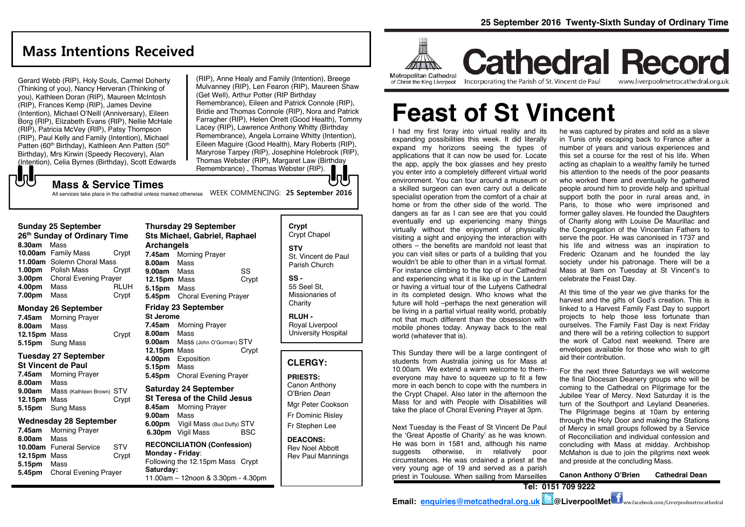# Mass Intentions Received

Gerard Webb (RIP), Holy Souls, Carmel Doherty (Thinking of you), Nancy Herveran (Thinking of you), Kathleen Doran (RIP), Maureen McIntosh (RIP), Frances Kemp (RIP), James Devine (Intention), Michael O'Neill (Anniversary), Eileen Borg (RIP), Elizabeth Evans (RIP), Nellie McHale (RIP), Patricia McVey (RIP), Patsy Thompson (RIP), Paul Kelly and Family (Intention), Michael Patten (60th Birthday), Kathleen Ann Patten (50th Birthday), Mrs Kirwin (Speedy Recovery), Alan (Intention), Celia Byrnes (Birthday), Scott Edwards (RIP), Anne Healy and Family (Intention), Breege Mulvanney (RIP), Len Fearon (RIP), Maureen Shaw (Get Well), Arthur Potter (RIP Birthday Remembrance), Eileen and Patrick Connole (RIP), Bridie and Thomas Connole (RIP), Nora and Patrick Farragher (RIP), Helen Orrett (Good Health), Tommy Lacey (RIP), Lawrence Anthony Whitty (Birthday Remembrance), Angela Lorraine Whitty (Intention), Eileen Maguire (Good Health), Mary Roberts (RIP), Maryrose Tarpey (RIP), Josephine Holebrook (RIP), Thomas Webster (RIP), Margaret Law (Birthday Remembrance) , Thomas Webster (RIP).

## Mass & Service Times

All services take place in the cathedral unless marked otherwise

WEEK COMMENCING: **25 September 2016**

### Sunday 25 September
**26th Sunday of Ordinary Time**

| | | |
|---|---|---|
| **8.30am** | Mass | |
| **10.00am** | Family Mass | Crypt |
| **11.00am** | Solemn Choral Mass | |
| **1.00pm** | Polish Mass | Crypt |
| **3.00pm** | Choral Evening Prayer | |
| **4.00pm** | Mass | RLUH |
| **7.00pm** | Mass | Crypt |

### Monday 26 September

| | | |
|---|---|---|
| **7.45am** | Morning Prayer | |
| **8.00am** | Mass | |
| **12.15pm** | Mass | Crypt |
| **5.15pm** | Sung Mass | |

### Tuesday 27 September
**St Vincent de Paul**

| | | |
|---|---|---|
| **7.45am** | Morning Prayer | |
| **8.00am** | Mass | |
| **9.00am** | Mass (Kathleen Brown) | STV |
| **12.15pm** | Mass | Crypt |
| **5.15pm** | Sung Mass | |

### Wednesday 28 September

| | | |
|---|---|---|
| **7.45am** | Morning Prayer | |
| **8.00am** | Mass | |
| **10.00am** | Funeral Service | STV |
| **12.15pm** | Mass | Crypt |
| **5.15pm** | Mass | |
| **5.45pm** | Choral Evening Prayer | |

### Thursday 29 September
**Sts Michael, Gabriel, Raphael Archangels**

| | | |
|---|---|---|
| **7.45am** | Morning Prayer | |
| **8.00am** | Mass | |
| **9.00am** | Mass | SS |
| **12.15pm** | Mass | Crypt |
| **5.15pm** | Mass | |
| **5.45pm** | Choral Evening Prayer | |

### Friday 23 September
**St Jerome**

| | | |
|---|---|---|
| **7.45am** | Morning Prayer | |
| **8.00am** | Mass | |
| **9.00am** | Mass (John O'Gorman) | STV |
| **12.15pm** | Mass | Crypt |
| **4.00pm** | Exposition | |
| **5.15pm** | Mass | |
| **5.45pm** | Choral Evening Prayer | |

### Saturday 24 September
**St Teresa of the Child Jesus**

| | | |
|---|---|---|
| **8.45am** | Morning Prayer | |
| **9.00am** | Mass | |
| **6.00pm** | Vigil Mass (Bud Duffy) | STV |
| **6.30pm** | Vigil Mass | BSC |

**RECONCILIATION (Confession)**
**Monday - Friday**:
Following the 12.15pm Mass Crypt
**Saturday:**
11.00am – 12noon & 3.30pm - 4.30pm

**Crypt**
Crypt Chapel

**STV**
St. Vincent de Paul Parish Church

**SS -**
55 Seel St, Missionaries of Charity

**RLUH -**
Royal Liverpool University Hospital

## CLERGY:

**PRIESTS:**
Canon Anthony O'Brien *Dean*
Mgr Peter Cookson
Fr Dominic Risley
Fr Stephen Lee

**DEACONS:**
Rev Noel Abbott
Rev Paul Mannings

---

**25 September 2016 Twenty-Sixth Sunday of Ordinary Time**

# Cathedral Record

Metropolitan Cathedral of Christ the King Liverpool
Incorporating the Parish of St. Vincent de Paul
www.liverpoolmetrocathedral.org.uk

# Feast of St Vincent

I had my first foray into virtual reality and its expanding possibilities this week. It did literally expand my horizons seeing the types of applications that it can now be used for. Locate the app, apply the box glasses and hey presto you enter into a completely different virtual world environment. You can tour around a museum or a skilled surgeon can even carry out a delicate specialist operation from the comfort of a chair at home or from the other side of the world. The dangers as far as I can see are that you could eventually end up experiencing many things virtually without the enjoyment of physically visiting a sight and enjoying the interaction with others – the benefits are manifold not least that you can visit sites or parts of a building that you wouldn't be able to other than in a virtual format. For instance climbing to the top of our Cathedral and experiencing what it is like up in the Lantern or having a virtual tour of the Lutyens Cathedral in its completed design. Who knows what the future will hold –perhaps the next generation will be living in a partial virtual reality world, probably not that much different than the obsession with mobile phones today. Anyway back to the real world (whatever that is).

This Sunday there will be a large contingent of students from Australia joining us for Mass at 10.00am. We extend a warm welcome to them- everyone may have to squeeze up to fit a few more in each bench to cope with the numbers in the Crypt Chapel. Also later in the afternoon the Mass for and with People with Disabilities will take the place of Choral Evening Prayer at 3pm.

Next Tuesday is the Feast of St Vincent De Paul the 'Great Apostle of Charity' as he was known. He was born in 1581 and, although his name suggests otherwise, in relatively poor circumstances. He was ordained a priest at the very young age of 19 and served as a parish priest in Toulouse. When sailing from Marseilles he was captured by pirates and sold as a slave in Tunis only escaping back to France after a number of years and various experiences and this set a course for the rest of his life. When acting as chaplain to a wealthy family he turned his attention to the needs of the poor peasants who worked there and eventually he gathered people around him to provide help and spiritual support both the poor in rural areas and, in Paris, to those who were imprisoned and former galley slaves. He founded the Daughters of Charity along with Louise De Maurillac and the Congregation of the Vincentian Fathers to serve the poor. He was canonised in 1737 and his life and witness was an inspiration to Frederic Ozanam and he founded the lay society under his patronage. There will be a Mass at 9am on Tuesday at St Vincent's to celebrate the Feast Day.

At this time of the year we give thanks for the harvest and the gifts of God's creation. This is linked to a Harvest Family Fast Day to support projects to help those less fortunate than ourselves. The Family Fast Day is next Friday and there will be a retiring collection to support the work of Cafod next weekend. There are envelopes available for those who wish to gift aid their contribution.

For the next three Saturdays we will welcome the final Diocesan Deanery groups who will be coming to the Cathedral on Pilgrimage for the Jubilee Year of Mercy. Next Saturday it is the turn of the Southport and Leyland Deaneries. The Pilgrimage begins at 10am by entering through the Holy Door and making the Stations of Mercy in small groups followed by a Service of Reconciliation and individual confession and concluding with Mass at midday. Archbishop McMahon is due to join the pilgrims next week and preside at the concluding Mass.

**Canon Anthony O'Brien Cathedral Dean**

**Tel: 0151 709 9222**

**Email: enquiries@metcathedral.org.uk @LiverpoolMet** ww.facebook.com/Liverpoolmetrocathedral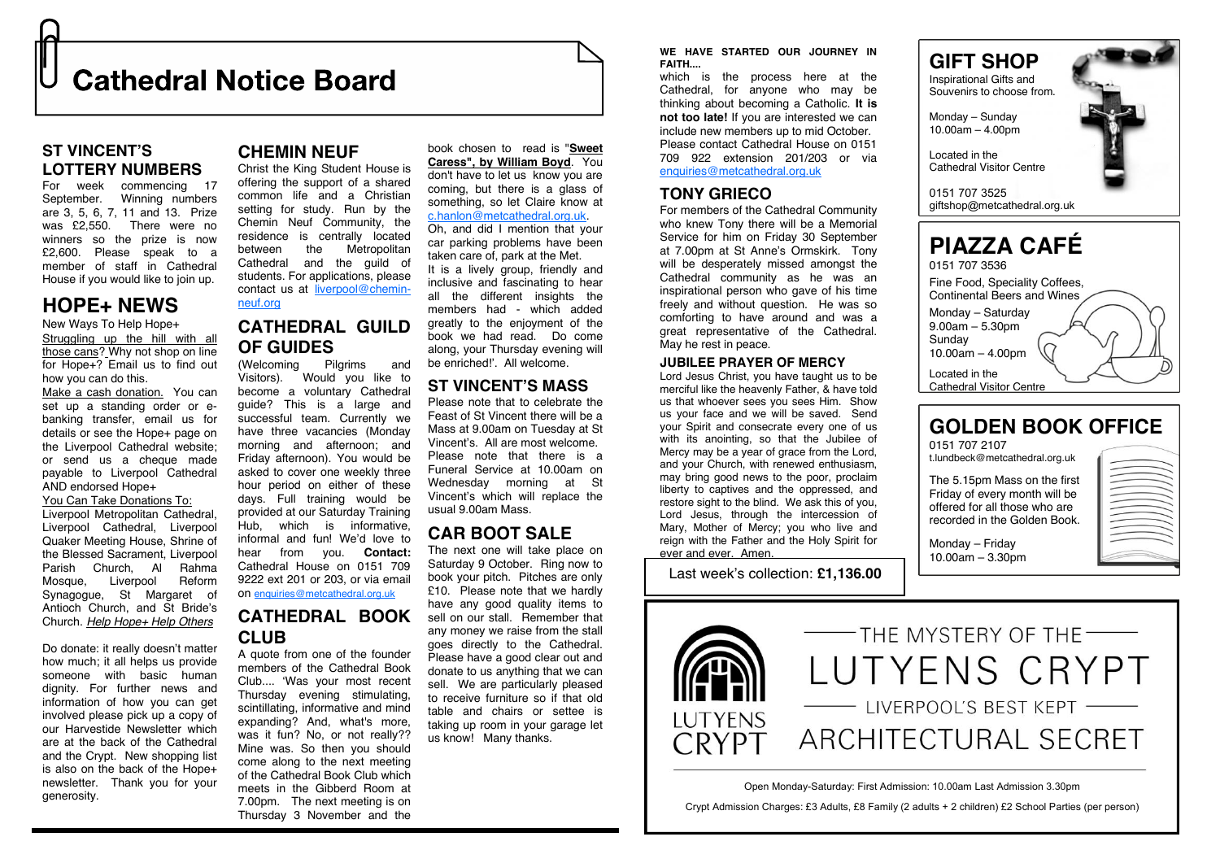# Cathedral Notice Board

## ST VINCENT'S LOTTERY NUMBERS

For week commencing 17 September. Winning numbers are 3, 5, 6, 7, 11 and 13. Prize was £2,550. There were no winners so the prize is now £2,600. Please speak to a member of staff in Cathedral House if you would like to join up.

## HOPE+ NEWS

New Ways To Help Hope+

Struggling up the hill with all those cans? Why not shop on line for Hope+? Email us to find out how you can do this.

Make a cash donation. You can set up a standing order or e-banking transfer, email us for details or see the Hope+ page on the Liverpool Cathedral website; or send us a cheque made payable to Liverpool Cathedral AND endorsed Hope+

You Can Take Donations To:

Liverpool Metropolitan Cathedral, Liverpool Cathedral, Liverpool Quaker Meeting House, Shrine of the Blessed Sacrament, Liverpool Parish Church, Al Rahma Mosque, Liverpool Reform Synagogue, St Margaret of Antioch Church, and St Bride's Church. *Help Hope+ Help Others*

Do donate: it really doesn't matter how much; it all helps us provide someone with basic human dignity. For further news and information of how you can get involved please pick up a copy of our Harvestide Newsletter which are at the back of the Cathedral and the Crypt. New shopping list is also on the back of the Hope+ newsletter. Thank you for your generosity.

## CHEMIN NEUF

Christ the King Student House is offering the support of a shared common life and a Christian setting for study. Run by the Chemin Neuf Community, the residence is centrally located between the Metropolitan Cathedral and the guild of students. For applications, please contact us at liverpool@chemin-neuf.org

## CATHEDRAL GUILD OF GUIDES

(Welcoming Pilgrims and Visitors). Would you like to become a voluntary Cathedral guide? This is a large and successful team. Currently we have three vacancies (Monday morning and afternoon; and Friday afternoon). You would be asked to cover one weekly three hour period on either of these days. Full training would be provided at our Saturday Training Hub, which is informative, informal and fun! We'd love to hear from you. **Contact:** Cathedral House on 0151 709 9222 ext 201 or 203, or via email on enquiries@metcathedral.org.uk

## CATHEDRAL BOOK CLUB

A quote from one of the founder members of the Cathedral Book Club.... 'Was your most recent Thursday evening stimulating, scintillating, informative and mind expanding? And, what's more, was it fun? No, or not really?? Mine was. So then you should come along to the next meeting of the Cathedral Book Club which meets in the Gibberd Room at 7.00pm. The next meeting is on Thursday 3 November and the book chosen to read is "**Sweet Caress", by William Boyd**. You don't have to let us know you are coming, but there is a glass of something, so let Claire know at c.hanlon@metcathedral.org.uk. Oh, and did I mention that your car parking problems have been taken care of, park at the Met. It is a lively group, friendly and inclusive and fascinating to hear all the different insights the members had - which added greatly to the enjoyment of the book we had read. Do come along, your Thursday evening will be enriched!'. All welcome.

## ST VINCENT'S MASS

Please note that to celebrate the Feast of St Vincent there will be a Mass at 9.00am on Tuesday at St Vincent's. All are most welcome. Please note that there is a Funeral Service at 10.00am on Wednesday morning at St Vincent's which will replace the usual 9.00am Mass.

## CAR BOOT SALE

The next one will take place on Saturday 9 October. Ring now to book your pitch. Pitches are only £10. Please note that we hardly have any good quality items to sell on our stall. Remember that any money we raise from the stall goes directly to the Cathedral. Please have a good clear out and donate to us anything that we can sell. We are particularly pleased to receive furniture so if that old table and chairs or settee is taking up room in your garage let us know! Many thanks.

**WE HAVE STARTED OUR JOURNEY IN FAITH....**

which is the process here at the Cathedral, for anyone who may be thinking about becoming a Catholic. **It is not too late!** If you are interested we can include new members up to mid October. Please contact Cathedral House on 0151 709 922 extension 201/203 or via enquiries@metcathedral.org.uk

## TONY GRIECO

For members of the Cathedral Community who knew Tony there will be a Memorial Service for him on Friday 30 September at 7.00pm at St Anne's Ormskirk. Tony will be desperately missed amongst the Cathedral community as he was an inspirational person who gave of his time freely and without question. He was so comforting to have around and was a great representative of the Cathedral. May he rest in peace.

### JUBILEE PRAYER OF MERCY

Lord Jesus Christ, you have taught us to be merciful like the heavenly Father, & have told us that whoever sees you sees Him. Show us your face and we will be saved. Send your Spirit and consecrate every one of us with its anointing, so that the Jubilee of Mercy may be a year of grace from the Lord, and your Church, with renewed enthusiasm, may bring good news to the poor, proclaim liberty to captives and the oppressed, and restore sight to the blind. We ask this of you, Lord Jesus, through the intercession of Mary, Mother of Mercy; you who live and reign with the Father and the Holy Spirit for ever and ever. Amen.

Last week's collection: **£1,136.00**

## GIFT SHOP

Inspirational Gifts and Souvenirs to choose from.

Monday – Sunday
10.00am – 4.00pm

Located in the Cathedral Visitor Centre

0151 707 3525
giftshop@metcathedral.org.uk

## PIAZZA CAFÉ

0151 707 3536

Fine Food, Speciality Coffees, Continental Beers and Wines

Monday – Saturday
9.00am – 5.30pm
Sunday
10.00am – 4.00pm

Located in the Cathedral Visitor Centre

## GOLDEN BOOK OFFICE

0151 707 2107
t.lundbeck@metcathedral.org.uk

The 5.15pm Mass on the first Friday of every month will be offered for all those who are recorded in the Golden Book.

Monday – Friday
10.00am – 3.30pm

LUTYENS CRYPT

THE MYSTERY OF THE LUTYENS CRYPT

LIVERPOOL'S BEST KEPT ARCHITECTURAL SECRET

Open Monday-Saturday: First Admission: 10.00am Last Admission 3.30pm

Crypt Admission Charges: £3 Adults, £8 Family (2 adults + 2 children) £2 School Parties (per person)